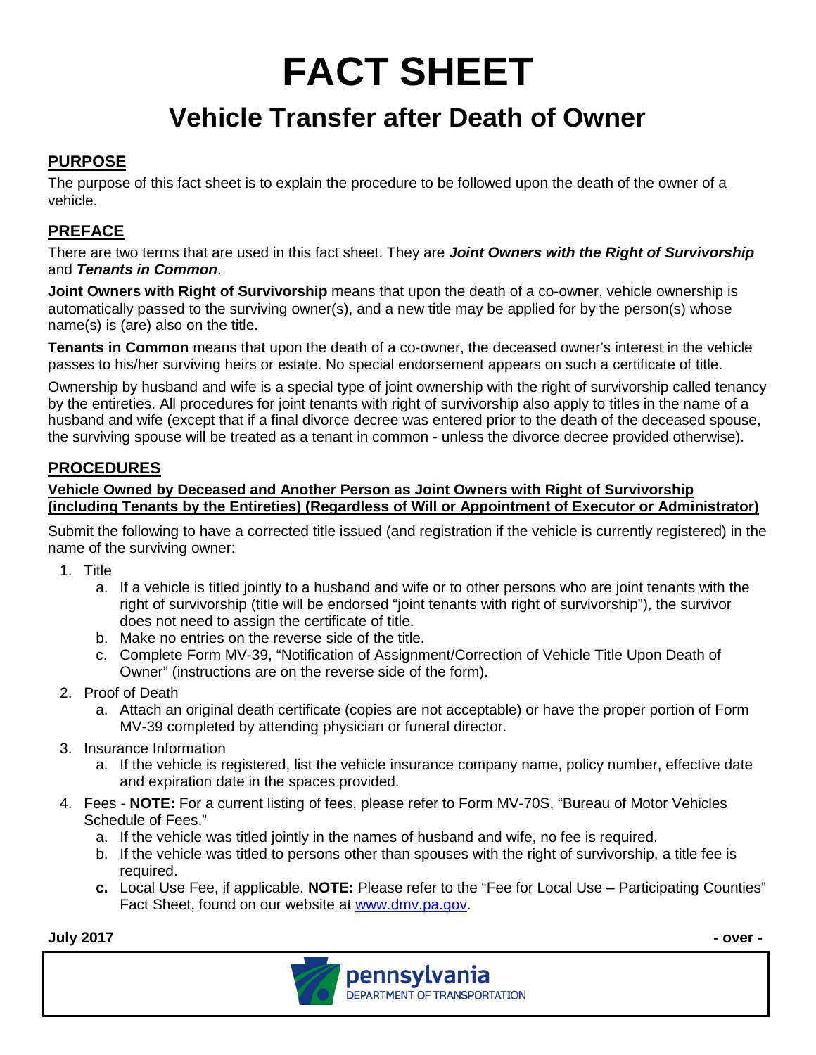# FACT SHEET

## Vehicle Transfer after Death of Owner

### PURPOSE

The purpose of this fact sheet is to explain the procedure to be followed upon the death of the owner of a vehicle.

### PREFACE

There are two terms that are used in this fact sheet. They are ***Joint Owners with the Right of Survivorship*** and ***Tenants in Common***.

**Joint Owners with Right of Survivorship** means that upon the death of a co-owner, vehicle ownership is automatically passed to the surviving owner(s), and a new title may be applied for by the person(s) whose name(s) is (are) also on the title.

**Tenants in Common** means that upon the death of a co-owner, the deceased owner's interest in the vehicle passes to his/her surviving heirs or estate. No special endorsement appears on such a certificate of title.

Ownership by husband and wife is a special type of joint ownership with the right of survivorship called tenancy by the entireties. All procedures for joint tenants with right of survivorship also apply to titles in the name of a husband and wife (except that if a final divorce decree was entered prior to the death of the deceased spouse, the surviving spouse will be treated as a tenant in common - unless the divorce decree provided otherwise).

### PROCEDURES

**Vehicle Owned by Deceased and Another Person as Joint Owners with Right of Survivorship (including Tenants by the Entireties) (Regardless of Will or Appointment of Executor or Administrator)**

Submit the following to have a corrected title issued (and registration if the vehicle is currently registered) in the name of the surviving owner:

1. Title
   a. If a vehicle is titled jointly to a husband and wife or to other persons who are joint tenants with the right of survivorship (title will be endorsed "joint tenants with right of survivorship"), the survivor does not need to assign the certificate of title.
   b. Make no entries on the reverse side of the title.
   c. Complete Form MV-39, "Notification of Assignment/Correction of Vehicle Title Upon Death of Owner" (instructions are on the reverse side of the form).
2. Proof of Death
   a. Attach an original death certificate (copies are not acceptable) or have the proper portion of Form MV-39 completed by attending physician or funeral director.
3. Insurance Information
   a. If the vehicle is registered, list the vehicle insurance company name, policy number, effective date and expiration date in the spaces provided.
4. Fees - **NOTE:** For a current listing of fees, please refer to Form MV-70S, "Bureau of Motor Vehicles Schedule of Fees."
   a. If the vehicle was titled jointly in the names of husband and wife, no fee is required.
   b. If the vehicle was titled to persons other than spouses with the right of survivorship, a title fee is required.
   **c.** Local Use Fee, if applicable. **NOTE:** Please refer to the "Fee for Local Use – Participating Counties" Fact Sheet, found on our website at www.dmv.pa.gov.

**July 2017** **- over -**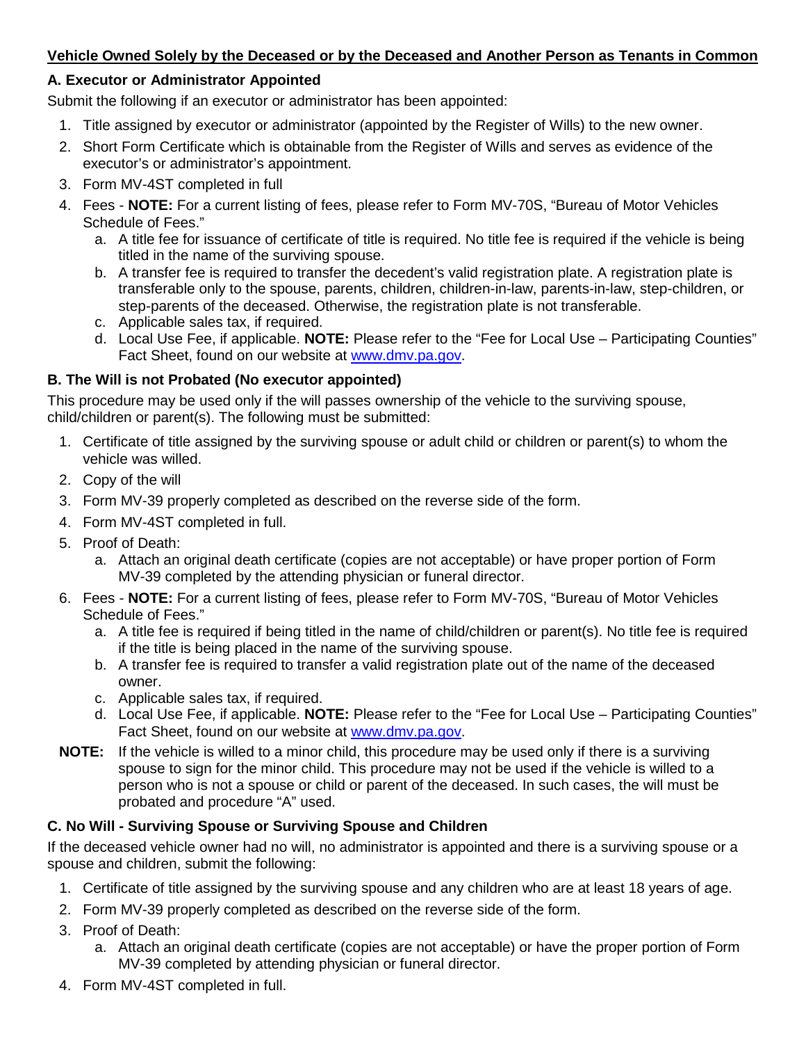**Vehicle Owned Solely by the Deceased or by the Deceased and Another Person as Tenants in Common**

### A. Executor or Administrator Appointed

Submit the following if an executor or administrator has been appointed:

1. Title assigned by executor or administrator (appointed by the Register of Wills) to the new owner.
2. Short Form Certificate which is obtainable from the Register of Wills and serves as evidence of the executor's or administrator's appointment.
3. Form MV-4ST completed in full
4. Fees - **NOTE:** For a current listing of fees, please refer to Form MV-70S, "Bureau of Motor Vehicles Schedule of Fees."
   a. A title fee for issuance of certificate of title is required. No title fee is required if the vehicle is being titled in the name of the surviving spouse.
   b. A transfer fee is required to transfer the decedent's valid registration plate. A registration plate is transferable only to the spouse, parents, children, children-in-law, parents-in-law, step-children, or step-parents of the deceased. Otherwise, the registration plate is not transferable.
   c. Applicable sales tax, if required.
   d. Local Use Fee, if applicable. **NOTE:** Please refer to the "Fee for Local Use – Participating Counties" Fact Sheet, found on our website at www.dmv.pa.gov.

### B. The Will is not Probated (No executor appointed)

This procedure may be used only if the will passes ownership of the vehicle to the surviving spouse, child/children or parent(s). The following must be submitted:

1. Certificate of title assigned by the surviving spouse or adult child or children or parent(s) to whom the vehicle was willed.
2. Copy of the will
3. Form MV-39 properly completed as described on the reverse side of the form.
4. Form MV-4ST completed in full.
5. Proof of Death:
   a. Attach an original death certificate (copies are not acceptable) or have proper portion of Form MV-39 completed by the attending physician or funeral director.
6. Fees - **NOTE:** For a current listing of fees, please refer to Form MV-70S, "Bureau of Motor Vehicles Schedule of Fees."
   a. A title fee is required if being titled in the name of child/children or parent(s). No title fee is required if the title is being placed in the name of the surviving spouse.
   b. A transfer fee is required to transfer a valid registration plate out of the name of the deceased owner.
   c. Applicable sales tax, if required.
   d. Local Use Fee, if applicable. **NOTE:** Please refer to the "Fee for Local Use – Participating Counties" Fact Sheet, found on our website at www.dmv.pa.gov.

**NOTE:** If the vehicle is willed to a minor child, this procedure may be used only if there is a surviving spouse to sign for the minor child. This procedure may not be used if the vehicle is willed to a person who is not a spouse or child or parent of the deceased. In such cases, the will must be probated and procedure "A" used.

### C. No Will - Surviving Spouse or Surviving Spouse and Children

If the deceased vehicle owner had no will, no administrator is appointed and there is a surviving spouse or a spouse and children, submit the following:

1. Certificate of title assigned by the surviving spouse and any children who are at least 18 years of age.
2. Form MV-39 properly completed as described on the reverse side of the form.
3. Proof of Death:
   a. Attach an original death certificate (copies are not acceptable) or have the proper portion of Form MV-39 completed by attending physician or funeral director.
4. Form MV-4ST completed in full.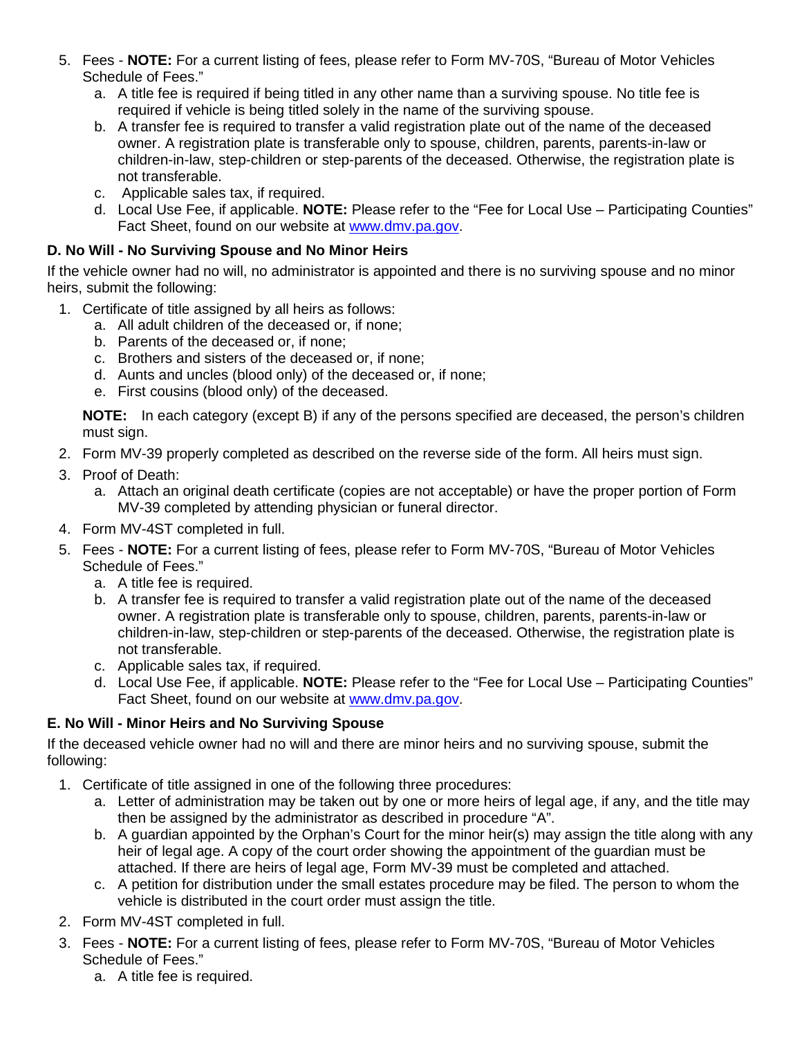5. Fees - **NOTE:** For a current listing of fees, please refer to Form MV-70S, "Bureau of Motor Vehicles Schedule of Fees."
   a. A title fee is required if being titled in any other name than a surviving spouse. No title fee is required if vehicle is being titled solely in the name of the surviving spouse.
   b. A transfer fee is required to transfer a valid registration plate out of the name of the deceased owner. A registration plate is transferable only to spouse, children, parents, parents-in-law or children-in-law, step-children or step-parents of the deceased. Otherwise, the registration plate is not transferable.
   c. Applicable sales tax, if required.
   d. Local Use Fee, if applicable. **NOTE:** Please refer to the "Fee for Local Use – Participating Counties" Fact Sheet, found on our website at [www.dmv.pa.gov](www.dmv.pa.gov).

### D. No Will - No Surviving Spouse and No Minor Heirs

If the vehicle owner had no will, no administrator is appointed and there is no surviving spouse and no minor heirs, submit the following:

1. Certificate of title assigned by all heirs as follows:
   a. All adult children of the deceased or, if none;
   b. Parents of the deceased or, if none;
   c. Brothers and sisters of the deceased or, if none;
   d. Aunts and uncles (blood only) of the deceased or, if none;
   e. First cousins (blood only) of the deceased.

   **NOTE:** In each category (except B) if any of the persons specified are deceased, the person's children must sign.
2. Form MV-39 properly completed as described on the reverse side of the form. All heirs must sign.
3. Proof of Death:
   a. Attach an original death certificate (copies are not acceptable) or have the proper portion of Form MV-39 completed by attending physician or funeral director.
4. Form MV-4ST completed in full.
5. Fees - **NOTE:** For a current listing of fees, please refer to Form MV-70S, "Bureau of Motor Vehicles Schedule of Fees."
   a. A title fee is required.
   b. A transfer fee is required to transfer a valid registration plate out of the name of the deceased owner. A registration plate is transferable only to spouse, children, parents, parents-in-law or children-in-law, step-children or step-parents of the deceased. Otherwise, the registration plate is not transferable.
   c. Applicable sales tax, if required.
   d. Local Use Fee, if applicable. **NOTE:** Please refer to the "Fee for Local Use – Participating Counties" Fact Sheet, found on our website at [www.dmv.pa.gov](www.dmv.pa.gov).

### E. No Will - Minor Heirs and No Surviving Spouse

If the deceased vehicle owner had no will and there are minor heirs and no surviving spouse, submit the following:

1. Certificate of title assigned in one of the following three procedures:
   a. Letter of administration may be taken out by one or more heirs of legal age, if any, and the title may then be assigned by the administrator as described in procedure "A".
   b. A guardian appointed by the Orphan's Court for the minor heir(s) may assign the title along with any heir of legal age. A copy of the court order showing the appointment of the guardian must be attached. If there are heirs of legal age, Form MV-39 must be completed and attached.
   c. A petition for distribution under the small estates procedure may be filed. The person to whom the vehicle is distributed in the court order must assign the title.
2. Form MV-4ST completed in full.
3. Fees - **NOTE:** For a current listing of fees, please refer to Form MV-70S, "Bureau of Motor Vehicles Schedule of Fees."
   a. A title fee is required.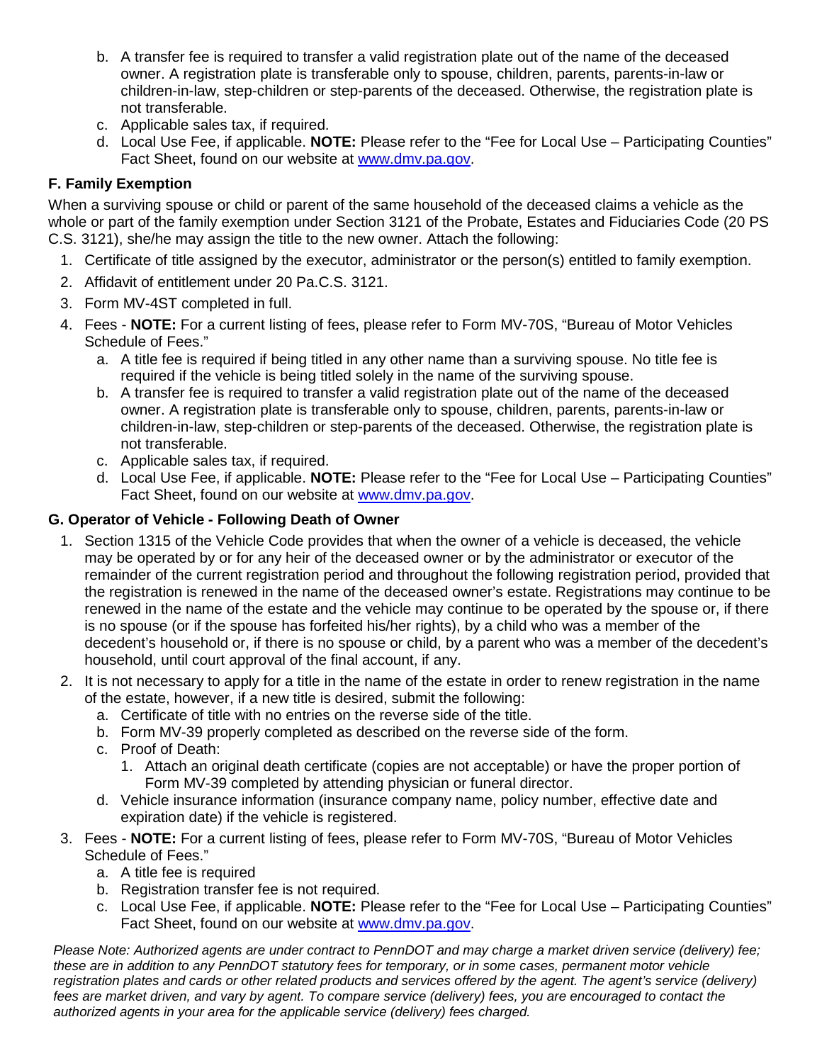b. A transfer fee is required to transfer a valid registration plate out of the name of the deceased owner. A registration plate is transferable only to spouse, children, parents, parents-in-law or children-in-law, step-children or step-parents of the deceased. Otherwise, the registration plate is not transferable.
c. Applicable sales tax, if required.
d. Local Use Fee, if applicable. **NOTE:** Please refer to the "Fee for Local Use – Participating Counties" Fact Sheet, found on our website at [www.dmv.pa.gov](www.dmv.pa.gov).

### F. Family Exemption

When a surviving spouse or child or parent of the same household of the deceased claims a vehicle as the whole or part of the family exemption under Section 3121 of the Probate, Estates and Fiduciaries Code (20 PS C.S. 3121), she/he may assign the title to the new owner. Attach the following:

1. Certificate of title assigned by the executor, administrator or the person(s) entitled to family exemption.
2. Affidavit of entitlement under 20 Pa.C.S. 3121.
3. Form MV-4ST completed in full.
4. Fees - **NOTE:** For a current listing of fees, please refer to Form MV-70S, "Bureau of Motor Vehicles Schedule of Fees."
   a. A title fee is required if being titled in any other name than a surviving spouse. No title fee is required if the vehicle is being titled solely in the name of the surviving spouse.
   b. A transfer fee is required to transfer a valid registration plate out of the name of the deceased owner. A registration plate is transferable only to spouse, children, parents, parents-in-law or children-in-law, step-children or step-parents of the deceased. Otherwise, the registration plate is not transferable.
   c. Applicable sales tax, if required.
   d. Local Use Fee, if applicable. **NOTE:** Please refer to the "Fee for Local Use – Participating Counties" Fact Sheet, found on our website at [www.dmv.pa.gov](www.dmv.pa.gov).

### G. Operator of Vehicle - Following Death of Owner

1. Section 1315 of the Vehicle Code provides that when the owner of a vehicle is deceased, the vehicle may be operated by or for any heir of the deceased owner or by the administrator or executor of the remainder of the current registration period and throughout the following registration period, provided that the registration is renewed in the name of the deceased owner's estate. Registrations may continue to be renewed in the name of the estate and the vehicle may continue to be operated by the spouse or, if there is no spouse (or if the spouse has forfeited his/her rights), by a child who was a member of the decedent's household or, if there is no spouse or child, by a parent who was a member of the decedent's household, until court approval of the final account, if any.
2. It is not necessary to apply for a title in the name of the estate in order to renew registration in the name of the estate, however, if a new title is desired, submit the following:
   a. Certificate of title with no entries on the reverse side of the title.
   b. Form MV-39 properly completed as described on the reverse side of the form.
   c. Proof of Death:
      1. Attach an original death certificate (copies are not acceptable) or have the proper portion of Form MV-39 completed by attending physician or funeral director.
   d. Vehicle insurance information (insurance company name, policy number, effective date and expiration date) if the vehicle is registered.
3. Fees - **NOTE:** For a current listing of fees, please refer to Form MV-70S, "Bureau of Motor Vehicles Schedule of Fees."
   a. A title fee is required
   b. Registration transfer fee is not required.
   c. Local Use Fee, if applicable. **NOTE:** Please refer to the "Fee for Local Use – Participating Counties" Fact Sheet, found on our website at [www.dmv.pa.gov](www.dmv.pa.gov).

*Please Note: Authorized agents are under contract to PennDOT and may charge a market driven service (delivery) fee; these are in addition to any PennDOT statutory fees for temporary, or in some cases, permanent motor vehicle registration plates and cards or other related products and services offered by the agent. The agent's service (delivery) fees are market driven, and vary by agent. To compare service (delivery) fees, you are encouraged to contact the authorized agents in your area for the applicable service (delivery) fees charged.*